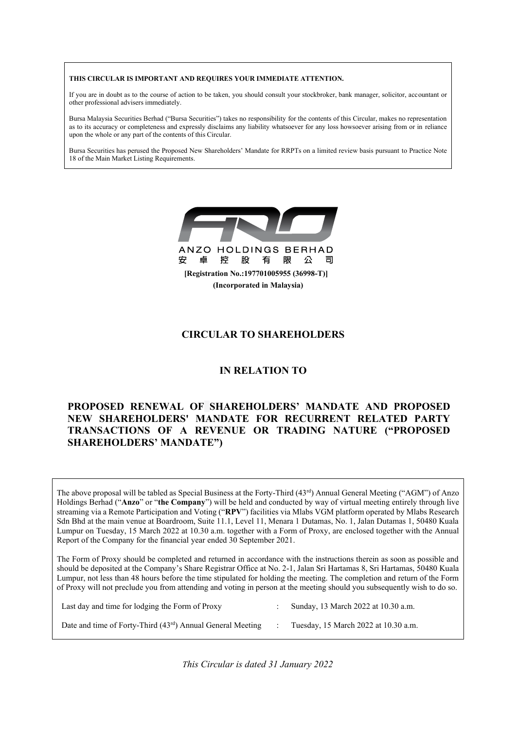**THIS CIRCULAR IS IMPORTANT AND REQUIRES YOUR IMMEDIATE ATTENTION.**

If you are in doubt as to the course of action to be taken, you should consult your stockbroker, bank manager, solicitor, accountant or other professional advisers immediately.

Bursa Malaysia Securities Berhad ("Bursa Securities") takes no responsibility for the contents of this Circular, makes no representation as to its accuracy or completeness and expressly disclaims any liability whatsoever for any loss howsoever arising from or in reliance upon the whole or any part of the contents of this Circular.

Bursa Securities has perused the Proposed New Shareholders' Mandate for RRPTs on a limited review basis pursuant to Practice Note 18 of the Main Market Listing Requirements.

ANZO HOLDINGS BERHAD

安 卓 控 股 有 限 公 司

**[Registration No.:197701005955 (36998-T)]**

**(Incorporated in Malaysia)**

## CIRCULAR TO SHAREHOLDERS

## IN RELATION TO

## PROPOSED RENEWAL OF SHAREHOLDERS' MANDATE AND PROPOSED NEW SHAREHOLDERS' MANDATE FOR RECURRENT RELATED PARTY TRANSACTIONS OF A REVENUE OR TRADING NATURE ("PROPOSED SHAREHOLDERS' MANDATE")

The above proposal will be tabled as Special Business at the Forty-Third (43rd) Annual General Meeting ("AGM") of Anzo Holdings Berhad ("**Anzo**" or "**the Company**") will be held and conducted by way of virtual meeting entirely through live streaming via a Remote Participation and Voting ("**RPV**") facilities via Mlabs VGM platform operated by Mlabs Research Sdn Bhd at the main venue at Boardroom, Suite 11.1, Level 11, Menara 1 Dutamas, No. 1, Jalan Dutamas 1, 50480 Kuala Lumpur on Tuesday, 15 March 2022 at 10.30 a.m. together with a Form of Proxy, are enclosed together with the Annual Report of the Company for the financial year ended 30 September 2021.

The Form of Proxy should be completed and returned in accordance with the instructions therein as soon as possible and should be deposited at the Company's Share Registrar Office at No. 2-1, Jalan Sri Hartamas 8, Sri Hartamas, 50480 Kuala Lumpur, not less than 48 hours before the time stipulated for holding the meeting. The completion and return of the Form of Proxy will not preclude you from attending and voting in person at the meeting should you subsequently wish to do so.

| | | |
|---|---|---|
| Last day and time for lodging the Form of Proxy | : | Sunday, 13 March 2022 at 10.30 a.m. |
| Date and time of Forty-Third (43rd) Annual General Meeting | : | Tuesday, 15 March 2022 at 10.30 a.m. |

*This Circular is dated 31 January 2022*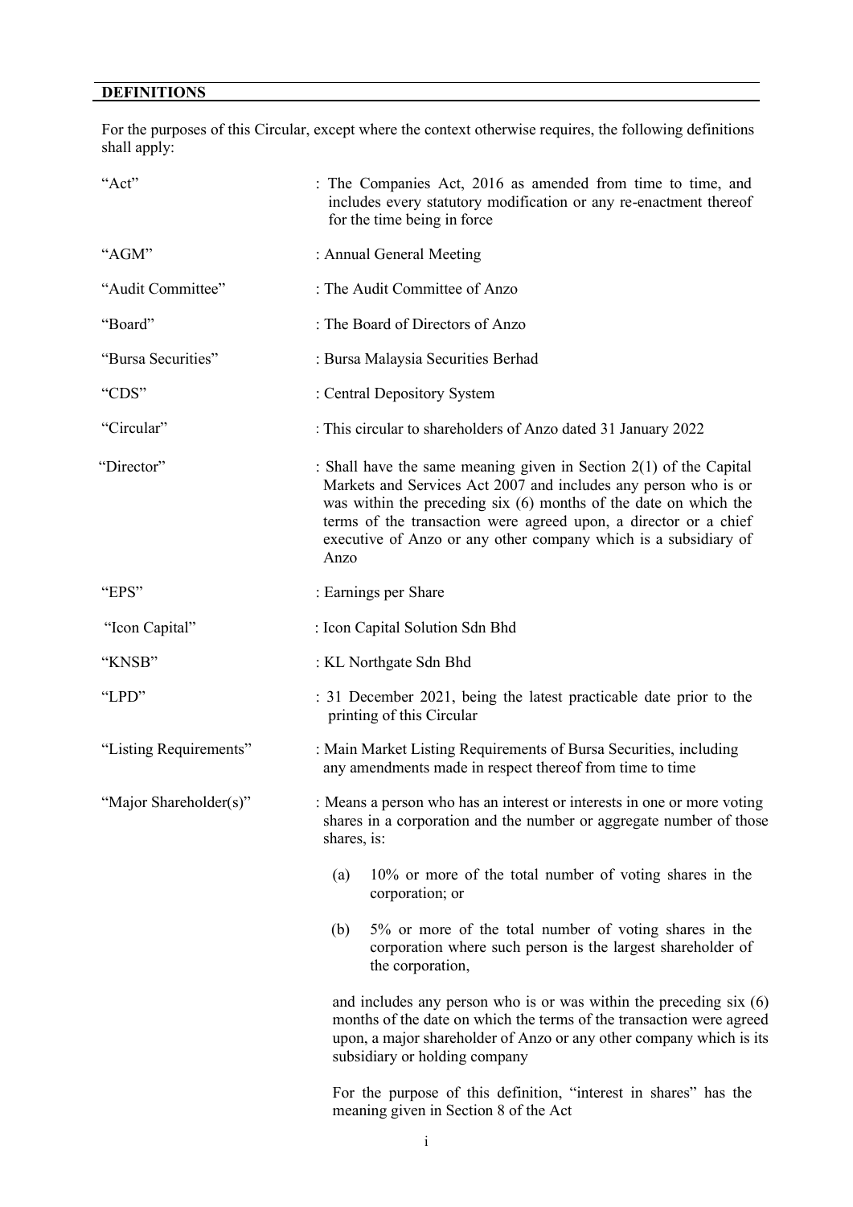## DEFINITIONS

For the purposes of this Circular, except where the context otherwise requires, the following definitions shall apply:

| | |
|---|---|
| "Act" | : The Companies Act, 2016 as amended from time to time, and includes every statutory modification or any re-enactment thereof for the time being in force |
| "AGM" | : Annual General Meeting |
| "Audit Committee" | : The Audit Committee of Anzo |
| "Board" | : The Board of Directors of Anzo |
| "Bursa Securities" | : Bursa Malaysia Securities Berhad |
| "CDS" | : Central Depository System |
| "Circular" | : This circular to shareholders of Anzo dated 31 January 2022 |
| "Director" | : Shall have the same meaning given in Section 2(1) of the Capital Markets and Services Act 2007 and includes any person who is or was within the preceding six (6) months of the date on which the terms of the transaction were agreed upon, a director or a chief executive of Anzo or any other company which is a subsidiary of Anzo |
| "EPS" | : Earnings per Share |
| "Icon Capital" | : Icon Capital Solution Sdn Bhd |
| "KNSB" | : KL Northgate Sdn Bhd |
| "LPD" | : 31 December 2021, being the latest practicable date prior to the printing of this Circular |
| "Listing Requirements" | : Main Market Listing Requirements of Bursa Securities, including any amendments made in respect thereof from time to time |
| "Major Shareholder(s)" | : Means a person who has an interest or interests in one or more voting shares in a corporation and the number or aggregate number of those shares, is:<br><br>(a) 10% or more of the total number of voting shares in the corporation; or<br><br>(b) 5% or more of the total number of voting shares in the corporation where such person is the largest shareholder of the corporation,<br><br>and includes any person who is or was within the preceding six (6) months of the date on which the terms of the transaction were agreed upon, a major shareholder of Anzo or any other company which is its subsidiary or holding company<br><br>For the purpose of this definition, "interest in shares" has the meaning given in Section 8 of the Act |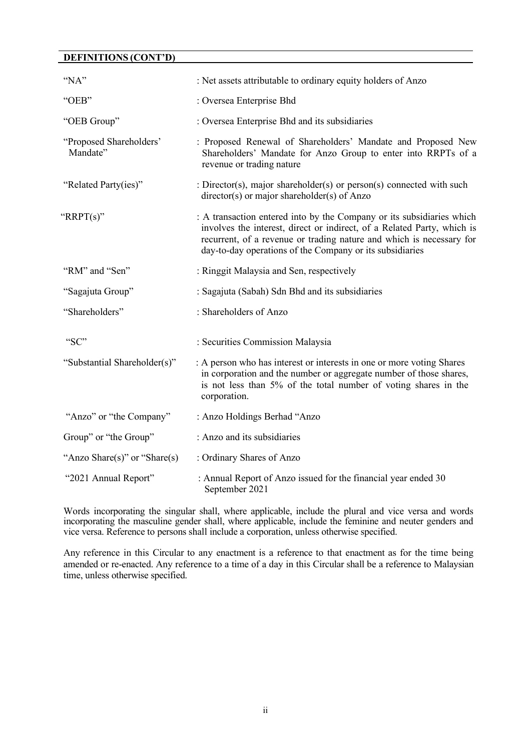## DEFINITIONS (CONT'D)

| | |
|---|---|
| "NA" | : Net assets attributable to ordinary equity holders of Anzo |
| "OEB" | : Oversea Enterprise Bhd |
| "OEB Group" | : Oversea Enterprise Bhd and its subsidiaries |
| "Proposed Shareholders' Mandate" | : Proposed Renewal of Shareholders' Mandate and Proposed New Shareholders' Mandate for Anzo Group to enter into RRPTs of a revenue or trading nature |
| "Related Party(ies)" | : Director(s), major shareholder(s) or person(s) connected with such director(s) or major shareholder(s) of Anzo |
| "RRPT(s)" | : A transaction entered into by the Company or its subsidiaries which involves the interest, direct or indirect, of a Related Party, which is recurrent, of a revenue or trading nature and which is necessary for day-to-day operations of the Company or its subsidiaries |
| "RM" and "Sen" | : Ringgit Malaysia and Sen, respectively |
| "Sagajuta Group" | : Sagajuta (Sabah) Sdn Bhd and its subsidiaries |
| "Shareholders" | : Shareholders of Anzo |
| "SC" | : Securities Commission Malaysia |
| "Substantial Shareholder(s)" | : A person who has interest or interests in one or more voting Shares in corporation and the number or aggregate number of those shares, is not less than 5% of the total number of voting shares in the corporation. |
| "Anzo" or "the Company" | : Anzo Holdings Berhad "Anzo |
| Group" or "the Group" | : Anzo and its subsidiaries |
| "Anzo Share(s)" or "Share(s) | : Ordinary Shares of Anzo |
| "2021 Annual Report" | : Annual Report of Anzo issued for the financial year ended 30 September 2021 |

Words incorporating the singular shall, where applicable, include the plural and vice versa and words incorporating the masculine gender shall, where applicable, include the feminine and neuter genders and vice versa. Reference to persons shall include a corporation, unless otherwise specified.

Any reference in this Circular to any enactment is a reference to that enactment as for the time being amended or re-enacted. Any reference to a time of a day in this Circular shall be a reference to Malaysian time, unless otherwise specified.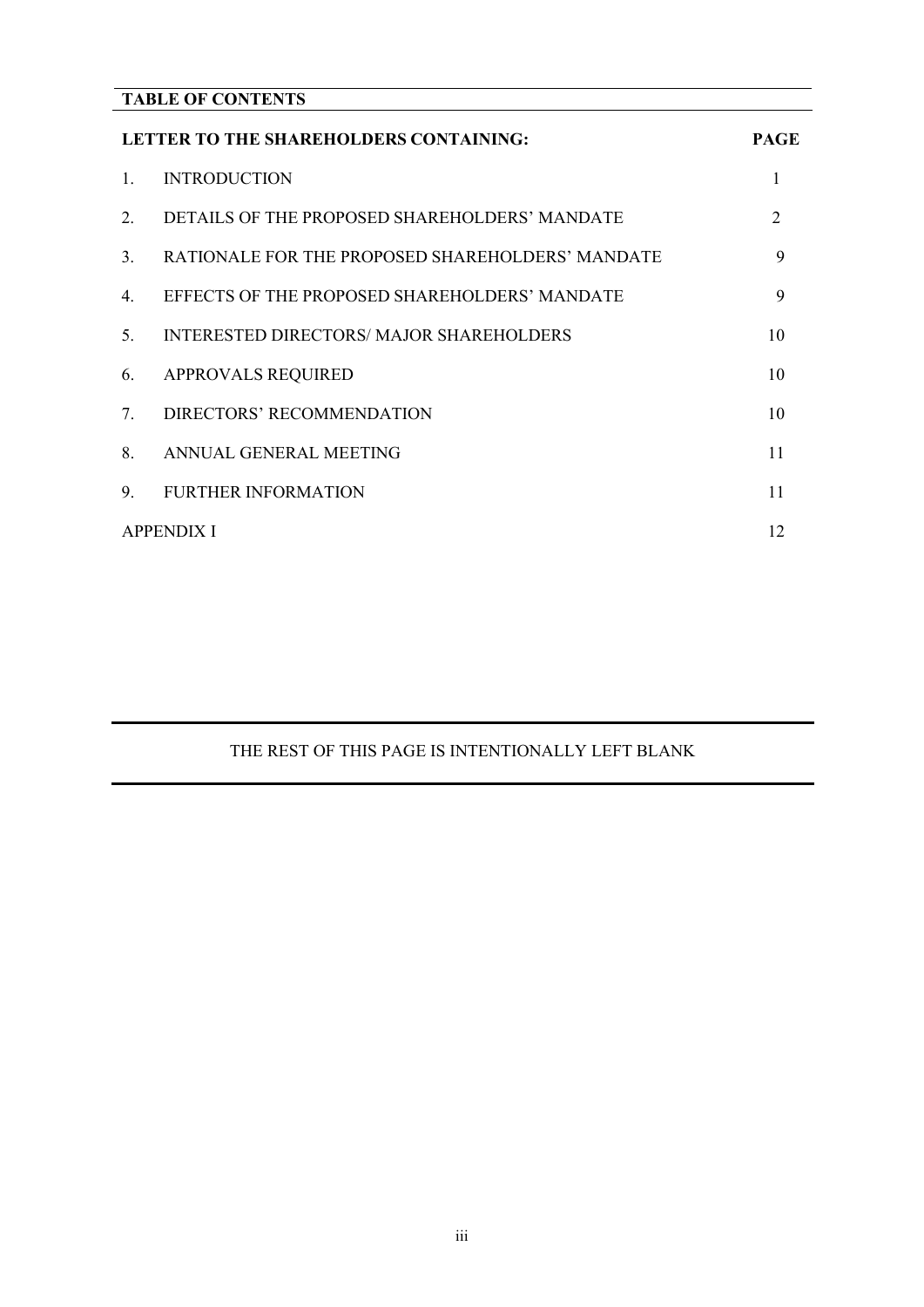## TABLE OF CONTENTS

| LETTER TO THE SHAREHOLDERS CONTAINING: | | PAGE |
|---|---|---|
| 1. | INTRODUCTION | 1 |
| 2. | DETAILS OF THE PROPOSED SHAREHOLDERS' MANDATE | 2 |
| 3. | RATIONALE FOR THE PROPOSED SHAREHOLDERS' MANDATE | 9 |
| 4. | EFFECTS OF THE PROPOSED SHAREHOLDERS' MANDATE | 9 |
| 5. | INTERESTED DIRECTORS/ MAJOR SHAREHOLDERS | 10 |
| 6. | APPROVALS REQUIRED | 10 |
| 7. | DIRECTORS' RECOMMENDATION | 10 |
| 8. | ANNUAL GENERAL MEETING | 11 |
| 9. | FURTHER INFORMATION | 11 |
| APPENDIX I | | 12 |

THE REST OF THIS PAGE IS INTENTIONALLY LEFT BLANK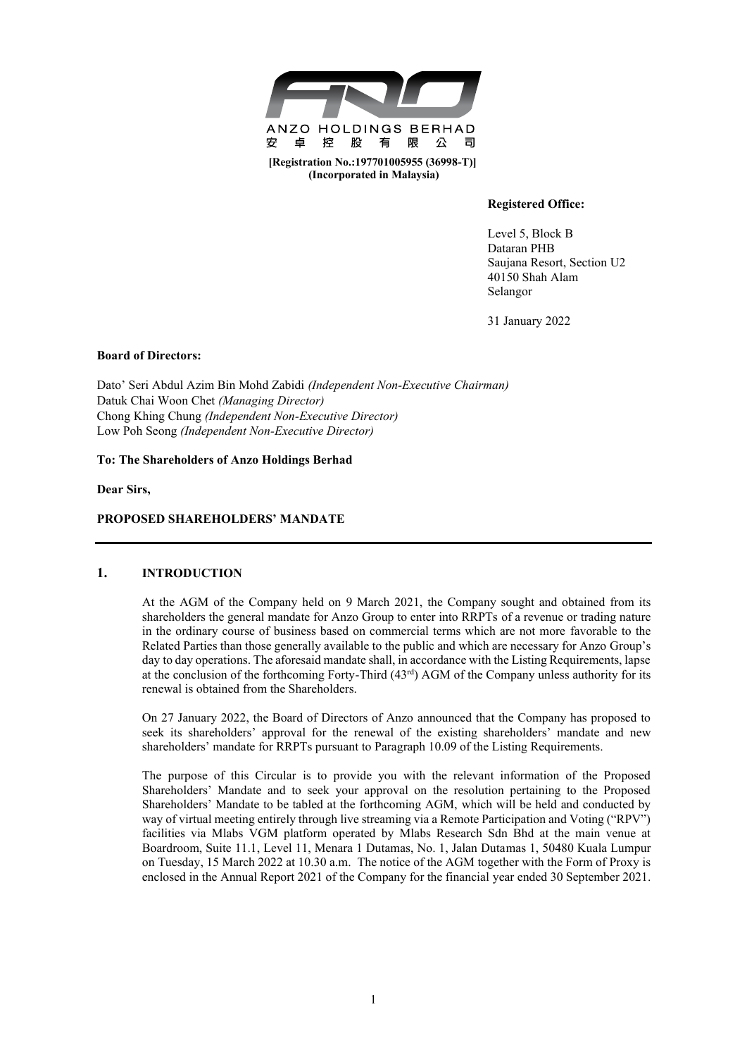ANZO HOLDINGS BERHAD

安卓控股有限公司

**[Registration No.:197701005955 (36998-T)]**
**(Incorporated in Malaysia)**

**Registered Office:**

Level 5, Block B
Dataran PHB
Saujana Resort, Section U2
40150 Shah Alam
Selangor

31 January 2022

**Board of Directors:**

Dato' Seri Abdul Azim Bin Mohd Zabidi *(Independent Non-Executive Chairman)*
Datuk Chai Woon Chet *(Managing Director)*
Chong Khing Chung *(Independent Non-Executive Director)*
Low Poh Seong *(Independent Non-Executive Director)*

**To: The Shareholders of Anzo Holdings Berhad**

**Dear Sirs,**

**PROPOSED SHAREHOLDERS' MANDATE**

---

## 1. INTRODUCTION

At the AGM of the Company held on 9 March 2021, the Company sought and obtained from its shareholders the general mandate for Anzo Group to enter into RRPTs of a revenue or trading nature in the ordinary course of business based on commercial terms which are not more favorable to the Related Parties than those generally available to the public and which are necessary for Anzo Group's day to day operations. The aforesaid mandate shall, in accordance with the Listing Requirements, lapse at the conclusion of the forthcoming Forty-Third (43rd) AGM of the Company unless authority for its renewal is obtained from the Shareholders.

On 27 January 2022, the Board of Directors of Anzo announced that the Company has proposed to seek its shareholders' approval for the renewal of the existing shareholders' mandate and new shareholders' mandate for RRPTs pursuant to Paragraph 10.09 of the Listing Requirements.

The purpose of this Circular is to provide you with the relevant information of the Proposed Shareholders' Mandate and to seek your approval on the resolution pertaining to the Proposed Shareholders' Mandate to be tabled at the forthcoming AGM, which will be held and conducted by way of virtual meeting entirely through live streaming via a Remote Participation and Voting ("RPV") facilities via Mlabs VGM platform operated by Mlabs Research Sdn Bhd at the main venue at Boardroom, Suite 11.1, Level 11, Menara 1 Dutamas, No. 1, Jalan Dutamas 1, 50480 Kuala Lumpur on Tuesday, 15 March 2022 at 10.30 a.m. The notice of the AGM together with the Form of Proxy is enclosed in the Annual Report 2021 of the Company for the financial year ended 30 September 2021.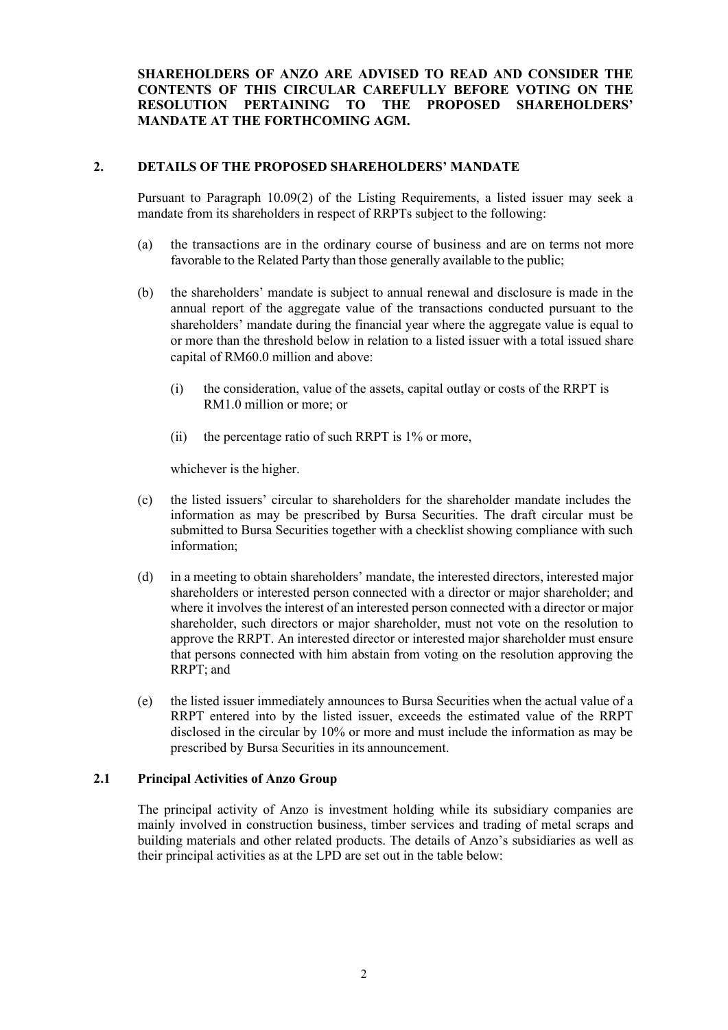**SHAREHOLDERS OF ANZO ARE ADVISED TO READ AND CONSIDER THE CONTENTS OF THIS CIRCULAR CAREFULLY BEFORE VOTING ON THE RESOLUTION PERTAINING TO THE PROPOSED SHAREHOLDERS' MANDATE AT THE FORTHCOMING AGM.**

## 2. DETAILS OF THE PROPOSED SHAREHOLDERS' MANDATE

Pursuant to Paragraph 10.09(2) of the Listing Requirements, a listed issuer may seek a mandate from its shareholders in respect of RRPTs subject to the following:

(a) the transactions are in the ordinary course of business and are on terms not more favorable to the Related Party than those generally available to the public;

(b) the shareholders' mandate is subject to annual renewal and disclosure is made in the annual report of the aggregate value of the transactions conducted pursuant to the shareholders' mandate during the financial year where the aggregate value is equal to or more than the threshold below in relation to a listed issuer with a total issued share capital of RM60.0 million and above:

   (i) the consideration, value of the assets, capital outlay or costs of the RRPT is RM1.0 million or more; or

   (ii) the percentage ratio of such RRPT is 1% or more,

   whichever is the higher.

(c) the listed issuers' circular to shareholders for the shareholder mandate includes the information as may be prescribed by Bursa Securities. The draft circular must be submitted to Bursa Securities together with a checklist showing compliance with such information;

(d) in a meeting to obtain shareholders' mandate, the interested directors, interested major shareholders or interested person connected with a director or major shareholder; and where it involves the interest of an interested person connected with a director or major shareholder, such directors or major shareholder, must not vote on the resolution to approve the RRPT. An interested director or interested major shareholder must ensure that persons connected with him abstain from voting on the resolution approving the RRPT; and

(e) the listed issuer immediately announces to Bursa Securities when the actual value of a RRPT entered into by the listed issuer, exceeds the estimated value of the RRPT disclosed in the circular by 10% or more and must include the information as may be prescribed by Bursa Securities in its announcement.

### 2.1 Principal Activities of Anzo Group

The principal activity of Anzo is investment holding while its subsidiary companies are mainly involved in construction business, timber services and trading of metal scraps and building materials and other related products. The details of Anzo's subsidiaries as well as their principal activities as at the LPD are set out in the table below: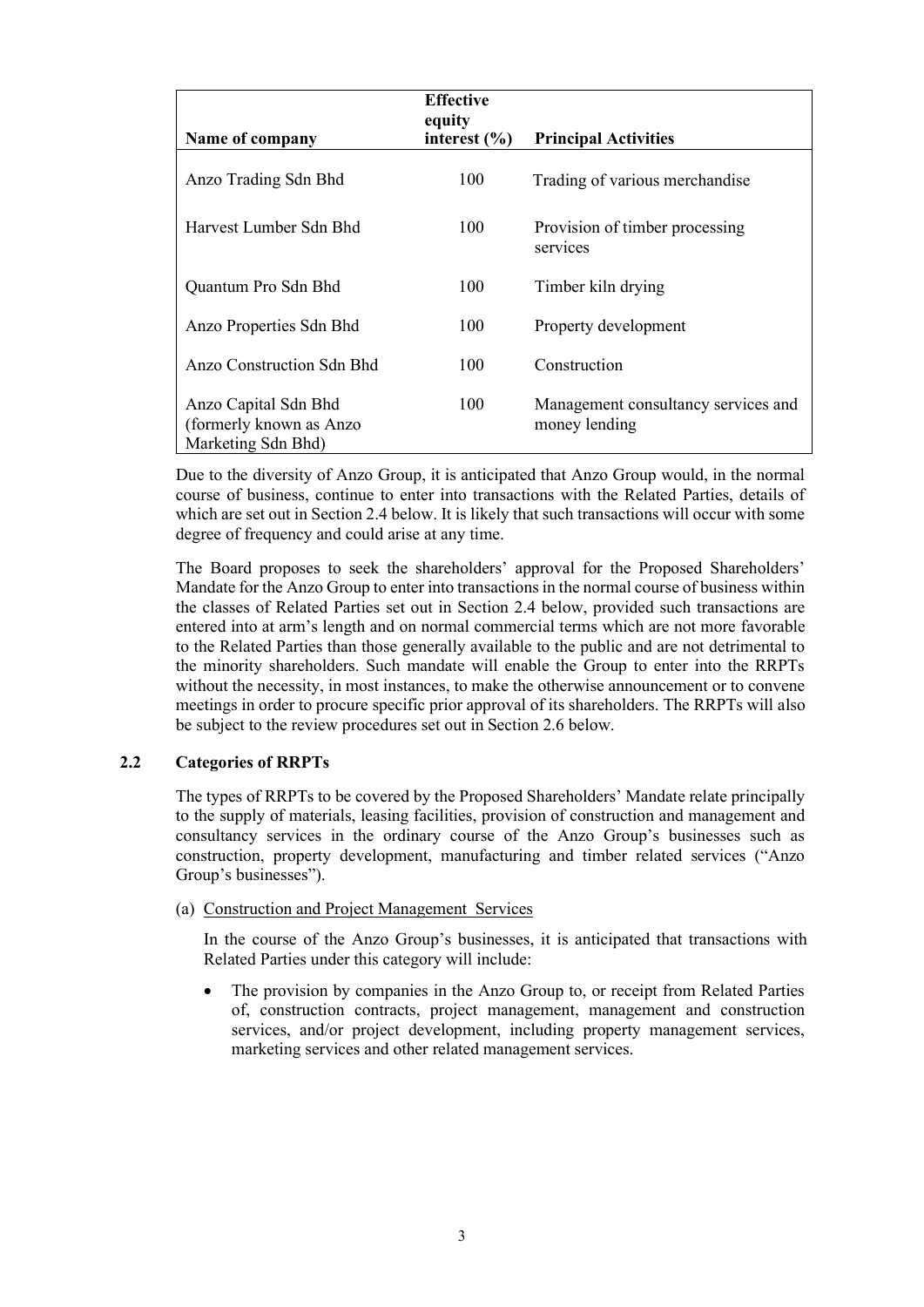| Name of company | Effective equity interest (%) | Principal Activities |
|---|---|---|
| Anzo Trading Sdn Bhd | 100 | Trading of various merchandise |
| Harvest Lumber Sdn Bhd | 100 | Provision of timber processing services |
| Quantum Pro Sdn Bhd | 100 | Timber kiln drying |
| Anzo Properties Sdn Bhd | 100 | Property development |
| Anzo Construction Sdn Bhd | 100 | Construction |
| Anzo Capital Sdn Bhd (formerly known as Anzo Marketing Sdn Bhd) | 100 | Management consultancy services and money lending |

Due to the diversity of Anzo Group, it is anticipated that Anzo Group would, in the normal course of business, continue to enter into transactions with the Related Parties, details of which are set out in Section 2.4 below. It is likely that such transactions will occur with some degree of frequency and could arise at any time.

The Board proposes to seek the shareholders' approval for the Proposed Shareholders' Mandate for the Anzo Group to enter into transactions in the normal course of business within the classes of Related Parties set out in Section 2.4 below, provided such transactions are entered into at arm's length and on normal commercial terms which are not more favorable to the Related Parties than those generally available to the public and are not detrimental to the minority shareholders. Such mandate will enable the Group to enter into the RRPTs without the necessity, in most instances, to make the otherwise announcement or to convene meetings in order to procure specific prior approval of its shareholders. The RRPTs will also be subject to the review procedures set out in Section 2.6 below.

### 2.2 Categories of RRPTs

The types of RRPTs to be covered by the Proposed Shareholders' Mandate relate principally to the supply of materials, leasing facilities, provision of construction and management and consultancy services in the ordinary course of the Anzo Group's businesses such as construction, property development, manufacturing and timber related services ("Anzo Group's businesses").

(a) Construction and Project Management Services

In the course of the Anzo Group's businesses, it is anticipated that transactions with Related Parties under this category will include:

- The provision by companies in the Anzo Group to, or receipt from Related Parties of, construction contracts, project management, management and construction services, and/or project development, including property management services, marketing services and other related management services.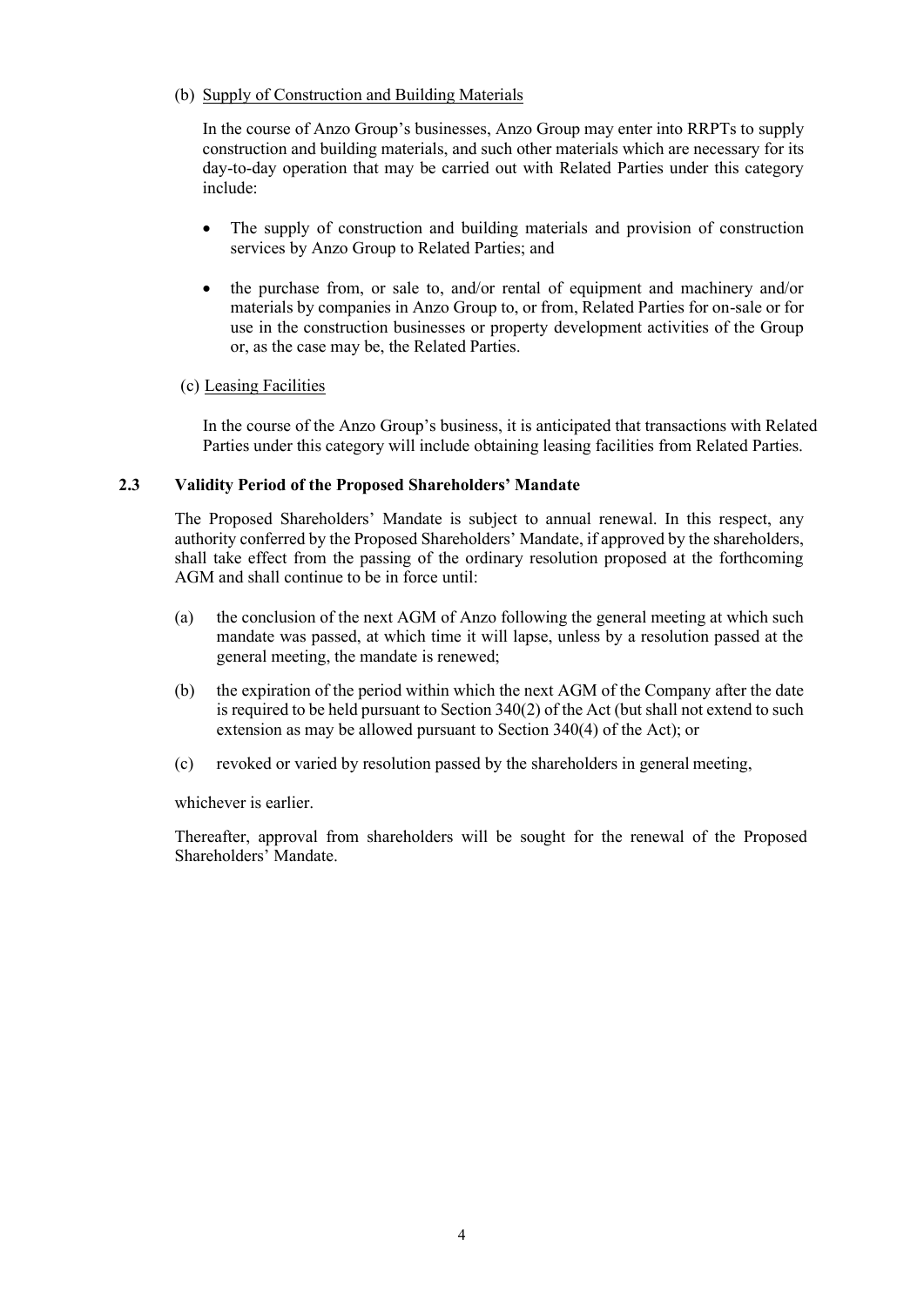(b) Supply of Construction and Building Materials

In the course of Anzo Group's businesses, Anzo Group may enter into RRPTs to supply construction and building materials, and such other materials which are necessary for its day-to-day operation that may be carried out with Related Parties under this category include:

- The supply of construction and building materials and provision of construction services by Anzo Group to Related Parties; and
- the purchase from, or sale to, and/or rental of equipment and machinery and/or materials by companies in Anzo Group to, or from, Related Parties for on-sale or for use in the construction businesses or property development activities of the Group or, as the case may be, the Related Parties.

(c) Leasing Facilities

In the course of the Anzo Group's business, it is anticipated that transactions with Related Parties under this category will include obtaining leasing facilities from Related Parties.

**2.3 Validity Period of the Proposed Shareholders' Mandate**

The Proposed Shareholders' Mandate is subject to annual renewal. In this respect, any authority conferred by the Proposed Shareholders' Mandate, if approved by the shareholders, shall take effect from the passing of the ordinary resolution proposed at the forthcoming AGM and shall continue to be in force until:

(a) the conclusion of the next AGM of Anzo following the general meeting at which such mandate was passed, at which time it will lapse, unless by a resolution passed at the general meeting, the mandate is renewed;

(b) the expiration of the period within which the next AGM of the Company after the date is required to be held pursuant to Section 340(2) of the Act (but shall not extend to such extension as may be allowed pursuant to Section 340(4) of the Act); or

(c) revoked or varied by resolution passed by the shareholders in general meeting,

whichever is earlier.

Thereafter, approval from shareholders will be sought for the renewal of the Proposed Shareholders' Mandate.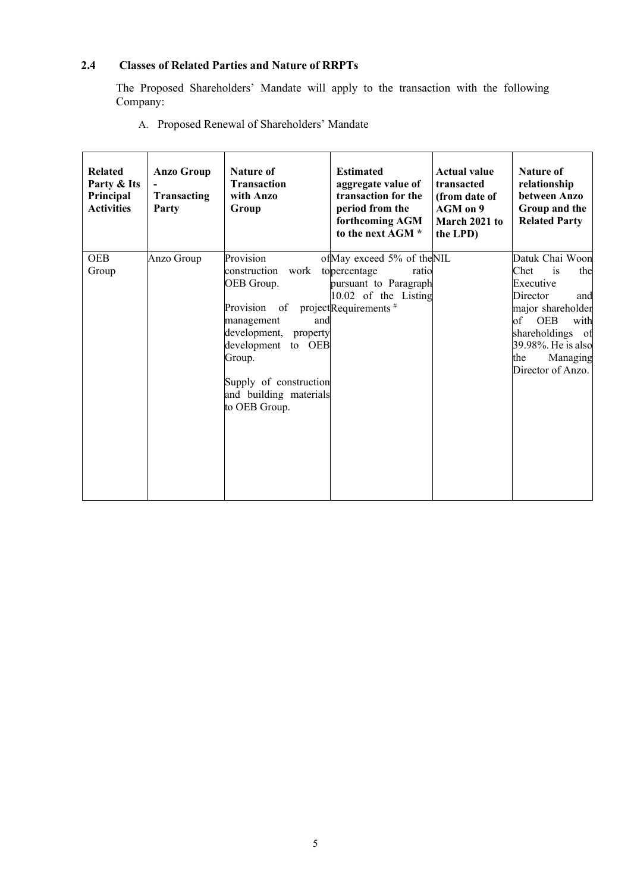### 2.4 Classes of Related Parties and Nature of RRPTs

The Proposed Shareholders' Mandate will apply to the transaction with the following Company:

A. Proposed Renewal of Shareholders' Mandate

| Related Party & Its Principal Activities | Anzo Group - Transacting Party | Nature of Transaction with Anzo Group | Estimated aggregate value of transaction for the period from the forthcoming AGM to the next AGM * | Actual value transacted (from date of AGM on 9 March 2021 to the LPD) | Nature of relationship between Anzo Group and the Related Party |
|---|---|---|---|---|---|
| OEB Group | Anzo Group | Provision of construction work to OEB Group.<br><br>Provision of project management and development, property development to OEB Group.<br><br>Supply of construction and building materials to OEB Group. | May exceed 5% of the percentage ratio pursuant to Paragraph 10.02 of the Listing Requirements # | NIL | Datuk Chai Woon Chet is the Executive Director and major shareholder of OEB with shareholdings of 39.98%. He is also the Managing Director of Anzo. |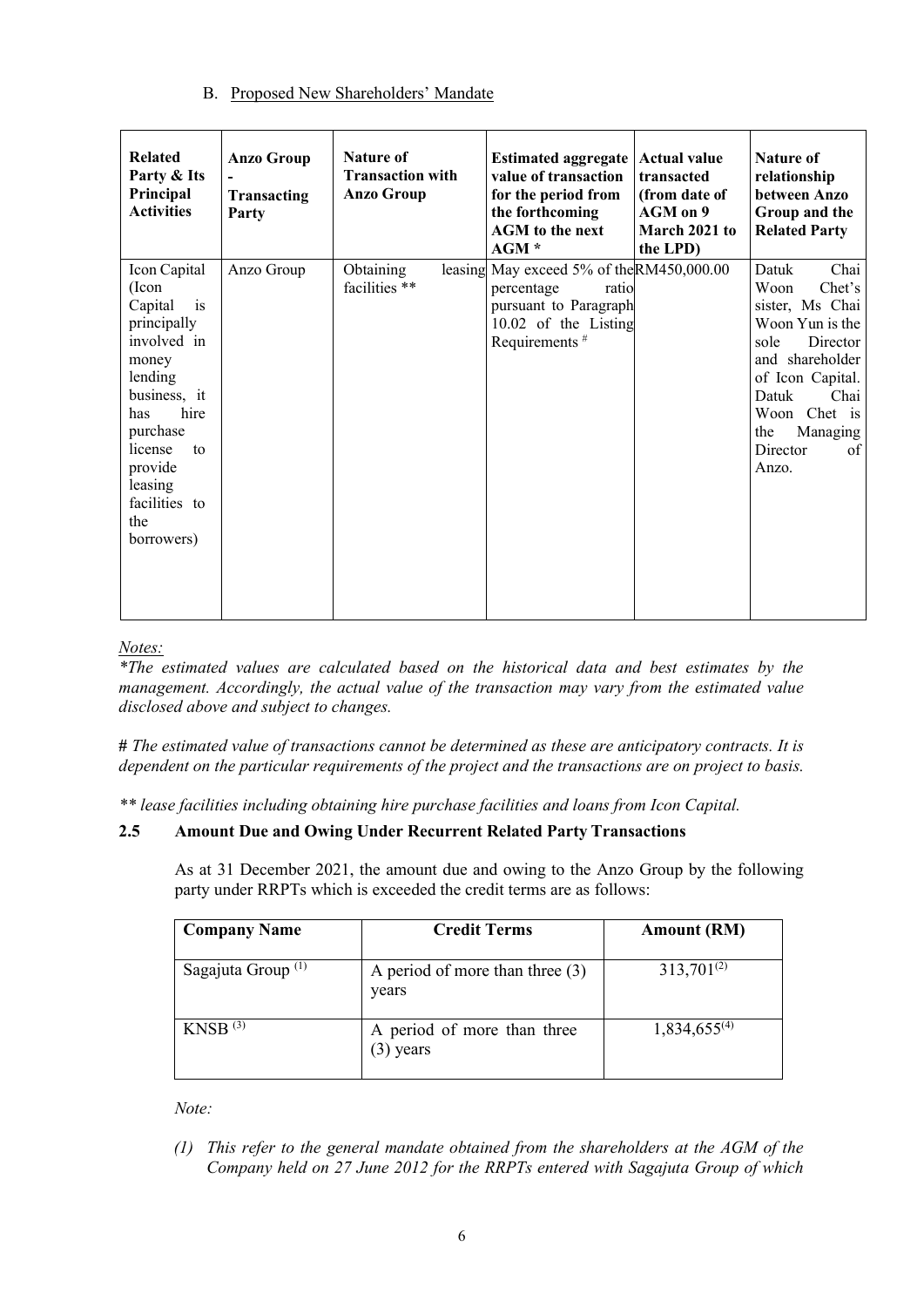B. Proposed New Shareholders' Mandate

| Related Party & Its Principal Activities | Anzo Group - Transacting Party | Nature of Transaction with Anzo Group | Estimated aggregate value of transaction for the period from the forthcoming AGM to the next AGM * | Actual value transacted (from date of AGM on 9 March 2021 to the LPD) | Nature of relationship between Anzo Group and the Related Party |
|---|---|---|---|---|---|
| Icon Capital (Icon Capital is principally involved in money lending business, it has hire purchase license to provide leasing facilities to the borrowers) | Anzo Group | Obtaining leasing facilities ** | May exceed 5% of the percentage ratio pursuant to Paragraph 10.02 of the Listing Requirements # | RM450,000.00 | Datuk Chai Woon Chet's sister, Ms Chai Woon Yun is the sole Director and shareholder of Icon Capital. Datuk Chai Woon Chet is the Managing Director of Anzo. |

*Notes:*

*\*The estimated values are calculated based on the historical data and best estimates by the management. Accordingly, the actual value of the transaction may vary from the estimated value disclosed above and subject to changes.*

**#** *The estimated value of transactions cannot be determined as these are anticipatory contracts. It is dependent on the particular requirements of the project and the transactions are on project to basis.*

*\*\* lease facilities including obtaining hire purchase facilities and loans from Icon Capital.*

### 2.5 Amount Due and Owing Under Recurrent Related Party Transactions

As at 31 December 2021, the amount due and owing to the Anzo Group by the following party under RRPTs which is exceeded the credit terms are as follows:

| Company Name | Credit Terms | Amount (RM) |
|---|---|---|
| Sagajuta Group [(1)] | A period of more than three (3) years | 313,701[(2)] |
| KNSB [(3)] | A period of more than three (3) years | 1,834,655[(4)] |

*Note:*

*(1) This refer to the general mandate obtained from the shareholders at the AGM of the Company held on 27 June 2012 for the RRPTs entered with Sagajuta Group of which*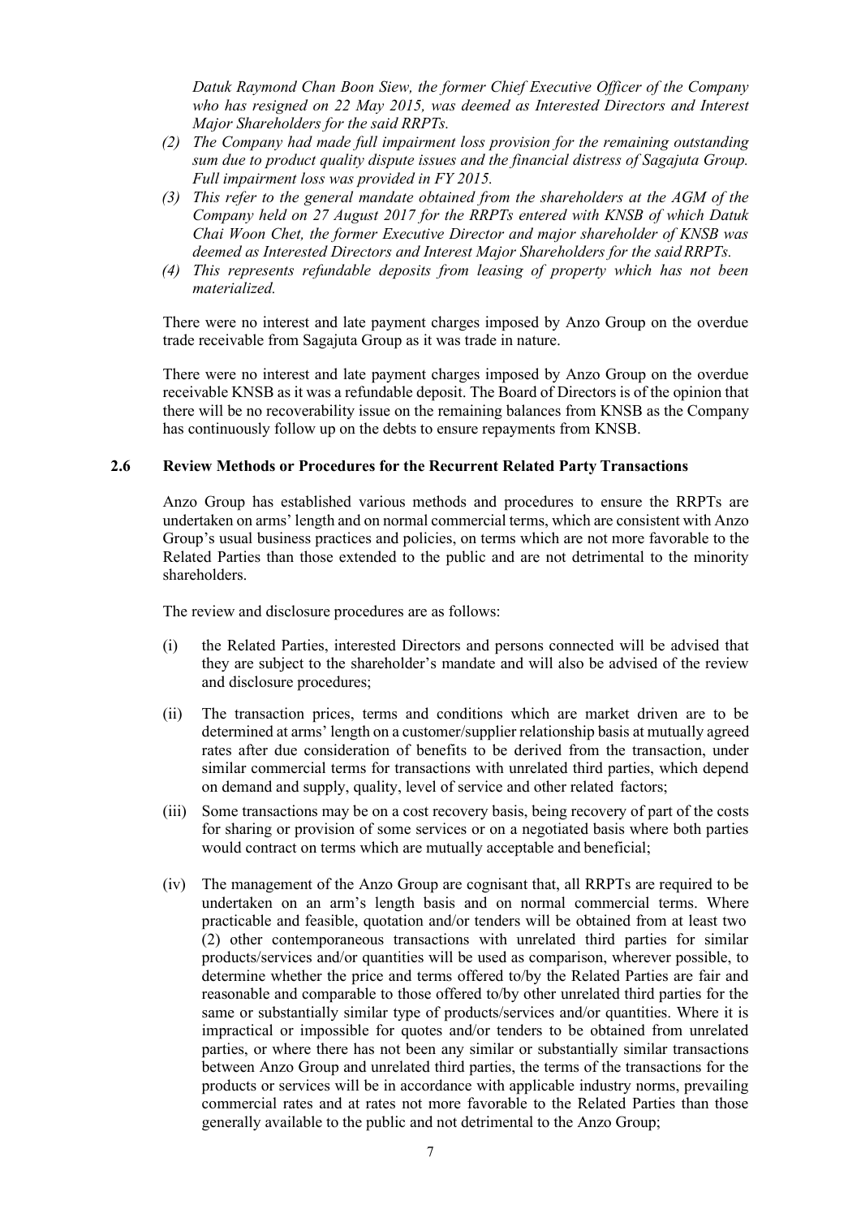*Datuk Raymond Chan Boon Siew, the former Chief Executive Officer of the Company who has resigned on 22 May 2015, was deemed as Interested Directors and Interest Major Shareholders for the said RRPTs.*

*(2) The Company had made full impairment loss provision for the remaining outstanding sum due to product quality dispute issues and the financial distress of Sagajuta Group. Full impairment loss was provided in FY 2015.*

*(3) This refer to the general mandate obtained from the shareholders at the AGM of the Company held on 27 August 2017 for the RRPTs entered with KNSB of which Datuk Chai Woon Chet, the former Executive Director and major shareholder of KNSB was deemed as Interested Directors and Interest Major Shareholders for the said RRPTs.*

*(4) This represents refundable deposits from leasing of property which has not been materialized.*

There were no interest and late payment charges imposed by Anzo Group on the overdue trade receivable from Sagajuta Group as it was trade in nature.

There were no interest and late payment charges imposed by Anzo Group on the overdue receivable KNSB as it was a refundable deposit. The Board of Directors is of the opinion that there will be no recoverability issue on the remaining balances from KNSB as the Company has continuously follow up on the debts to ensure repayments from KNSB.

## 2.6 Review Methods or Procedures for the Recurrent Related Party Transactions

Anzo Group has established various methods and procedures to ensure the RRPTs are undertaken on arms' length and on normal commercial terms, which are consistent with Anzo Group's usual business practices and policies, on terms which are not more favorable to the Related Parties than those extended to the public and are not detrimental to the minority shareholders.

The review and disclosure procedures are as follows:

(i) the Related Parties, interested Directors and persons connected will be advised that they are subject to the shareholder's mandate and will also be advised of the review and disclosure procedures;

(ii) The transaction prices, terms and conditions which are market driven are to be determined at arms' length on a customer/supplier relationship basis at mutually agreed rates after due consideration of benefits to be derived from the transaction, under similar commercial terms for transactions with unrelated third parties, which depend on demand and supply, quality, level of service and other related factors;

(iii) Some transactions may be on a cost recovery basis, being recovery of part of the costs for sharing or provision of some services or on a negotiated basis where both parties would contract on terms which are mutually acceptable and beneficial;

(iv) The management of the Anzo Group are cognisant that, all RRPTs are required to be undertaken on an arm's length basis and on normal commercial terms. Where practicable and feasible, quotation and/or tenders will be obtained from at least two (2) other contemporaneous transactions with unrelated third parties for similar products/services and/or quantities will be used as comparison, wherever possible, to determine whether the price and terms offered to/by the Related Parties are fair and reasonable and comparable to those offered to/by other unrelated third parties for the same or substantially similar type of products/services and/or quantities. Where it is impractical or impossible for quotes and/or tenders to be obtained from unrelated parties, or where there has not been any similar or substantially similar transactions between Anzo Group and unrelated third parties, the terms of the transactions for the products or services will be in accordance with applicable industry norms, prevailing commercial rates and at rates not more favorable to the Related Parties than those generally available to the public and not detrimental to the Anzo Group;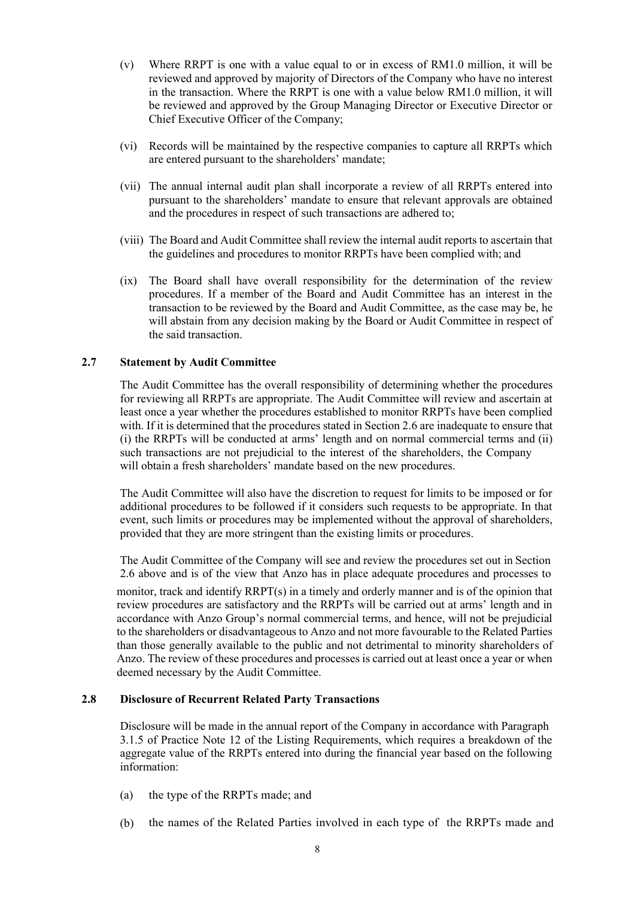(v) Where RRPT is one with a value equal to or in excess of RM1.0 million, it will be reviewed and approved by majority of Directors of the Company who have no interest in the transaction. Where the RRPT is one with a value below RM1.0 million, it will be reviewed and approved by the Group Managing Director or Executive Director or Chief Executive Officer of the Company;

(vi) Records will be maintained by the respective companies to capture all RRPTs which are entered pursuant to the shareholders' mandate;

(vii) The annual internal audit plan shall incorporate a review of all RRPTs entered into pursuant to the shareholders' mandate to ensure that relevant approvals are obtained and the procedures in respect of such transactions are adhered to;

(viii) The Board and Audit Committee shall review the internal audit reports to ascertain that the guidelines and procedures to monitor RRPTs have been complied with; and

(ix) The Board shall have overall responsibility for the determination of the review procedures. If a member of the Board and Audit Committee has an interest in the transaction to be reviewed by the Board and Audit Committee, as the case may be, he will abstain from any decision making by the Board or Audit Committee in respect of the said transaction.

### 2.7 Statement by Audit Committee

The Audit Committee has the overall responsibility of determining whether the procedures for reviewing all RRPTs are appropriate. The Audit Committee will review and ascertain at least once a year whether the procedures established to monitor RRPTs have been complied with. If it is determined that the procedures stated in Section 2.6 are inadequate to ensure that (i) the RRPTs will be conducted at arms' length and on normal commercial terms and (ii) such transactions are not prejudicial to the interest of the shareholders, the Company will obtain a fresh shareholders' mandate based on the new procedures.

The Audit Committee will also have the discretion to request for limits to be imposed or for additional procedures to be followed if it considers such requests to be appropriate. In that event, such limits or procedures may be implemented without the approval of shareholders, provided that they are more stringent than the existing limits or procedures.

The Audit Committee of the Company will see and review the procedures set out in Section 2.6 above and is of the view that Anzo has in place adequate procedures and processes to monitor, track and identify RRPT(s) in a timely and orderly manner and is of the opinion that review procedures are satisfactory and the RRPTs will be carried out at arms' length and in accordance with Anzo Group's normal commercial terms, and hence, will not be prejudicial to the shareholders or disadvantageous to Anzo and not more favourable to the Related Parties than those generally available to the public and not detrimental to minority shareholders of Anzo. The review of these procedures and processes is carried out at least once a year or when deemed necessary by the Audit Committee.

### 2.8 Disclosure of Recurrent Related Party Transactions

Disclosure will be made in the annual report of the Company in accordance with Paragraph 3.1.5 of Practice Note 12 of the Listing Requirements, which requires a breakdown of the aggregate value of the RRPTs entered into during the financial year based on the following information:

(a) the type of the RRPTs made; and

(b) the names of the Related Parties involved in each type of the RRPTs made and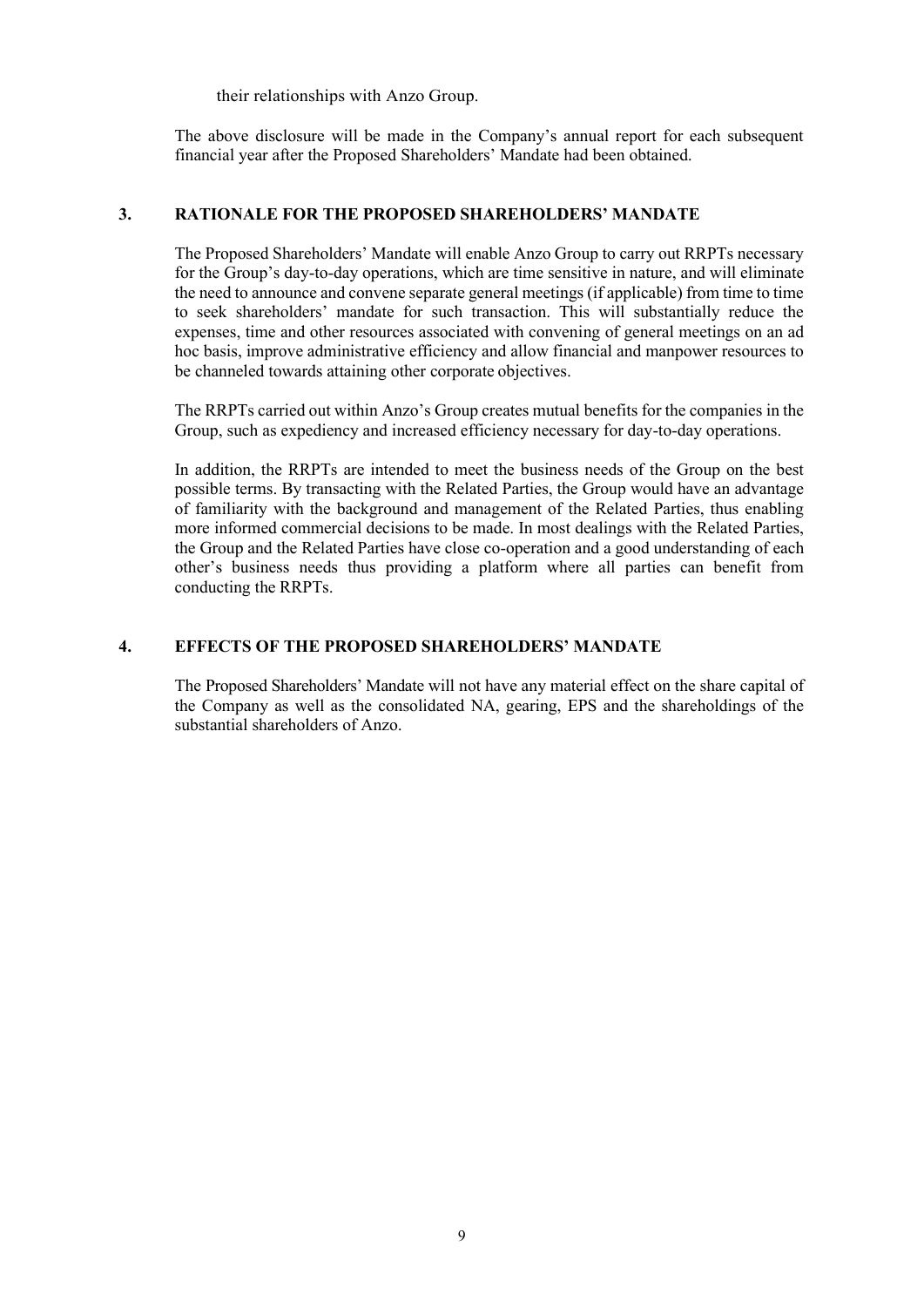their relationships with Anzo Group.

The above disclosure will be made in the Company's annual report for each subsequent financial year after the Proposed Shareholders' Mandate had been obtained.

## 3. RATIONALE FOR THE PROPOSED SHAREHOLDERS' MANDATE

The Proposed Shareholders' Mandate will enable Anzo Group to carry out RRPTs necessary for the Group's day-to-day operations, which are time sensitive in nature, and will eliminate the need to announce and convene separate general meetings (if applicable) from time to time to seek shareholders' mandate for such transaction. This will substantially reduce the expenses, time and other resources associated with convening of general meetings on an ad hoc basis, improve administrative efficiency and allow financial and manpower resources to be channeled towards attaining other corporate objectives.

The RRPTs carried out within Anzo's Group creates mutual benefits for the companies in the Group, such as expediency and increased efficiency necessary for day-to-day operations.

In addition, the RRPTs are intended to meet the business needs of the Group on the best possible terms. By transacting with the Related Parties, the Group would have an advantage of familiarity with the background and management of the Related Parties, thus enabling more informed commercial decisions to be made. In most dealings with the Related Parties, the Group and the Related Parties have close co-operation and a good understanding of each other's business needs thus providing a platform where all parties can benefit from conducting the RRPTs.

## 4. EFFECTS OF THE PROPOSED SHAREHOLDERS' MANDATE

The Proposed Shareholders' Mandate will not have any material effect on the share capital of the Company as well as the consolidated NA, gearing, EPS and the shareholdings of the substantial shareholders of Anzo.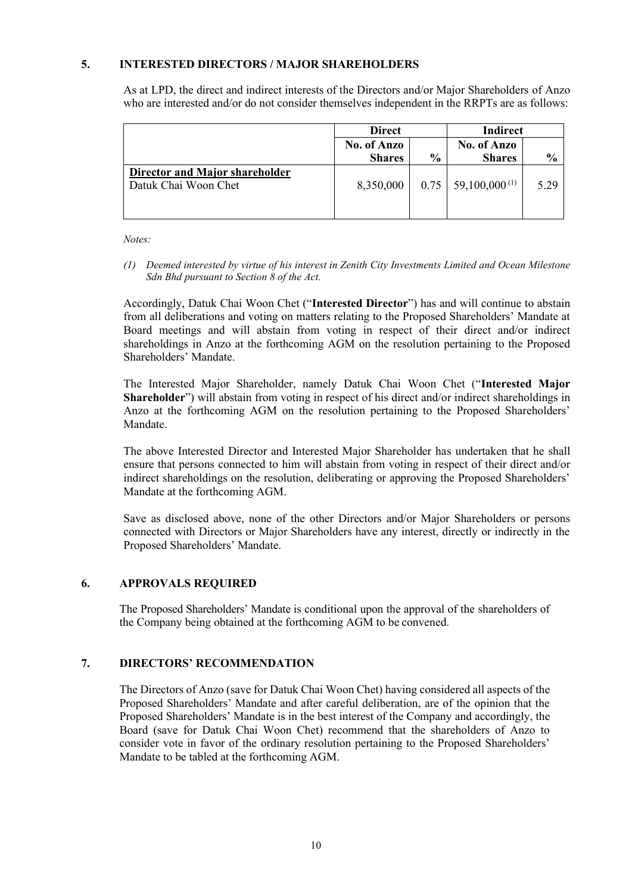## 5. INTERESTED DIRECTORS / MAJOR SHAREHOLDERS

As at LPD, the direct and indirect interests of the Directors and/or Major Shareholders of Anzo who are interested and/or do not consider themselves independent in the RRPTs are as follows:

| | **Direct** | | **Indirect** | |
|---|---|---|---|---|
| | **No. of Anzo Shares** | **%** | **No. of Anzo Shares** | **%** |
| **Director and Major shareholder** | | | | |
| Datuk Chai Woon Chet | 8,350,000 | 0.75 | 59,100,000 (1) | 5.29 |

*Notes:*

*(1) Deemed interested by virtue of his interest in Zenith City Investments Limited and Ocean Milestone Sdn Bhd pursuant to Section 8 of the Act.*

Accordingly, Datuk Chai Woon Chet ("**Interested Director**") has and will continue to abstain from all deliberations and voting on matters relating to the Proposed Shareholders' Mandate at Board meetings and will abstain from voting in respect of their direct and/or indirect shareholdings in Anzo at the forthcoming AGM on the resolution pertaining to the Proposed Shareholders' Mandate.

The Interested Major Shareholder, namely Datuk Chai Woon Chet ("**Interested Major Shareholder**") will abstain from voting in respect of his direct and/or indirect shareholdings in Anzo at the forthcoming AGM on the resolution pertaining to the Proposed Shareholders' Mandate.

The above Interested Director and Interested Major Shareholder has undertaken that he shall ensure that persons connected to him will abstain from voting in respect of their direct and/or indirect shareholdings on the resolution, deliberating or approving the Proposed Shareholders' Mandate at the forthcoming AGM.

Save as disclosed above, none of the other Directors and/or Major Shareholders or persons connected with Directors or Major Shareholders have any interest, directly or indirectly in the Proposed Shareholders' Mandate.

## 6. APPROVALS REQUIRED

The Proposed Shareholders' Mandate is conditional upon the approval of the shareholders of the Company being obtained at the forthcoming AGM to be convened.

## 7. DIRECTORS' RECOMMENDATION

The Directors of Anzo (save for Datuk Chai Woon Chet) having considered all aspects of the Proposed Shareholders' Mandate and after careful deliberation, are of the opinion that the Proposed Shareholders' Mandate is in the best interest of the Company and accordingly, the Board (save for Datuk Chai Woon Chet) recommend that the shareholders of Anzo to consider vote in favor of the ordinary resolution pertaining to the Proposed Shareholders' Mandate to be tabled at the forthcoming AGM.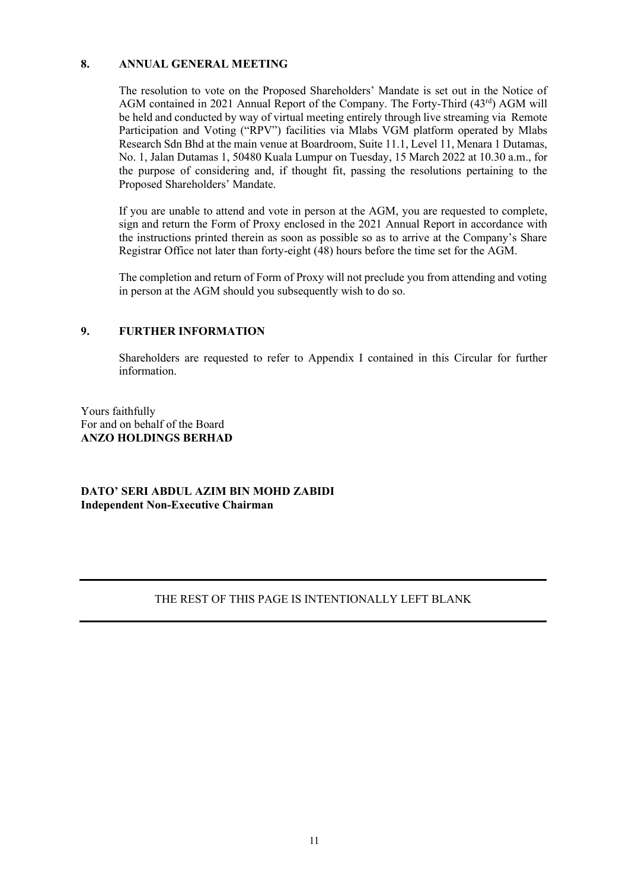## 8. ANNUAL GENERAL MEETING

The resolution to vote on the Proposed Shareholders' Mandate is set out in the Notice of AGM contained in 2021 Annual Report of the Company. The Forty-Third (43rd) AGM will be held and conducted by way of virtual meeting entirely through live streaming via Remote Participation and Voting ("RPV") facilities via Mlabs VGM platform operated by Mlabs Research Sdn Bhd at the main venue at Boardroom, Suite 11.1, Level 11, Menara 1 Dutamas, No. 1, Jalan Dutamas 1, 50480 Kuala Lumpur on Tuesday, 15 March 2022 at 10.30 a.m., for the purpose of considering and, if thought fit, passing the resolutions pertaining to the Proposed Shareholders' Mandate.

If you are unable to attend and vote in person at the AGM, you are requested to complete, sign and return the Form of Proxy enclosed in the 2021 Annual Report in accordance with the instructions printed therein as soon as possible so as to arrive at the Company's Share Registrar Office not later than forty-eight (48) hours before the time set for the AGM.

The completion and return of Form of Proxy will not preclude you from attending and voting in person at the AGM should you subsequently wish to do so.

## 9. FURTHER INFORMATION

Shareholders are requested to refer to Appendix I contained in this Circular for further information.

Yours faithfully
For and on behalf of the Board
**ANZO HOLDINGS BERHAD**

**DATO' SERI ABDUL AZIM BIN MOHD ZABIDI**
**Independent Non-Executive Chairman**

---

THE REST OF THIS PAGE IS INTENTIONALLY LEFT BLANK

---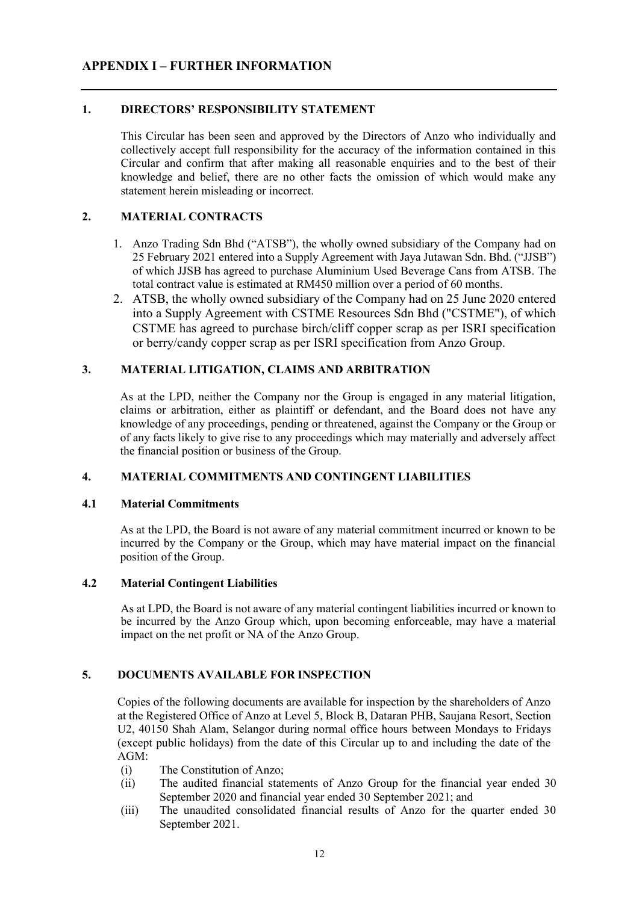# APPENDIX I – FURTHER INFORMATION

## 1. DIRECTORS' RESPONSIBILITY STATEMENT

This Circular has been seen and approved by the Directors of Anzo who individually and collectively accept full responsibility for the accuracy of the information contained in this Circular and confirm that after making all reasonable enquiries and to the best of their knowledge and belief, there are no other facts the omission of which would make any statement herein misleading or incorrect.

## 2. MATERIAL CONTRACTS

1. Anzo Trading Sdn Bhd ("ATSB"), the wholly owned subsidiary of the Company had on 25 February 2021 entered into a Supply Agreement with Jaya Jutawan Sdn. Bhd. ("JJSB") of which JJSB has agreed to purchase Aluminium Used Beverage Cans from ATSB. The total contract value is estimated at RM450 million over a period of 60 months.
2. ATSB, the wholly owned subsidiary of the Company had on 25 June 2020 entered into a Supply Agreement with CSTME Resources Sdn Bhd ("CSTME"), of which CSTME has agreed to purchase birch/cliff copper scrap as per ISRI specification or berry/candy copper scrap as per ISRI specification from Anzo Group.

## 3. MATERIAL LITIGATION, CLAIMS AND ARBITRATION

As at the LPD, neither the Company nor the Group is engaged in any material litigation, claims or arbitration, either as plaintiff or defendant, and the Board does not have any knowledge of any proceedings, pending or threatened, against the Company or the Group or of any facts likely to give rise to any proceedings which may materially and adversely affect the financial position or business of the Group.

## 4. MATERIAL COMMITMENTS AND CONTINGENT LIABILITIES

### 4.1 Material Commitments

As at the LPD, the Board is not aware of any material commitment incurred or known to be incurred by the Company or the Group, which may have material impact on the financial position of the Group.

### 4.2 Material Contingent Liabilities

As at LPD, the Board is not aware of any material contingent liabilities incurred or known to be incurred by the Anzo Group which, upon becoming enforceable, may have a material impact on the net profit or NA of the Anzo Group.

## 5. DOCUMENTS AVAILABLE FOR INSPECTION

Copies of the following documents are available for inspection by the shareholders of Anzo at the Registered Office of Anzo at Level 5, Block B, Dataran PHB, Saujana Resort, Section U2, 40150 Shah Alam, Selangor during normal office hours between Mondays to Fridays (except public holidays) from the date of this Circular up to and including the date of the AGM:

(i) The Constitution of Anzo;

(ii) The audited financial statements of Anzo Group for the financial year ended 30 September 2020 and financial year ended 30 September 2021; and

(iii) The unaudited consolidated financial results of Anzo for the quarter ended 30 September 2021.